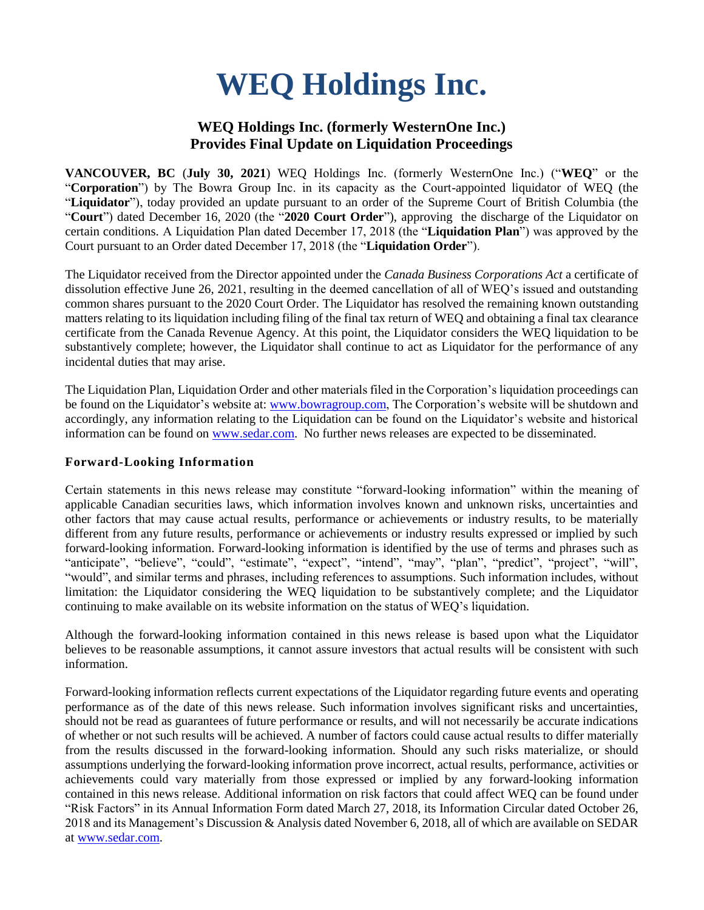# WEQ Holdings Inc.

## WEQ Holdings Inc. (formerly WesternOne Inc.) Provides Final Update on Liquidation Proceedings

**VANCOUVER, BC** (**July 30, 2021**) WEQ Holdings Inc. (formerly WesternOne Inc.) ("**WEQ**" or the "**Corporation**") by The Bowra Group Inc. in its capacity as the Court-appointed liquidator of WEQ (the "**Liquidator**"), today provided an update pursuant to an order of the Supreme Court of British Columbia (the "**Court**") dated December 16, 2020 (the "**2020 Court Order**"), approving the discharge of the Liquidator on certain conditions. A Liquidation Plan dated December 17, 2018 (the "**Liquidation Plan**") was approved by the Court pursuant to an Order dated December 17, 2018 (the "**Liquidation Order**").

The Liquidator received from the Director appointed under the *Canada Business Corporations Act* a certificate of dissolution effective June 26, 2021, resulting in the deemed cancellation of all of WEQ's issued and outstanding common shares pursuant to the 2020 Court Order. The Liquidator has resolved the remaining known outstanding matters relating to its liquidation including filing of the final tax return of WEQ and obtaining a final tax clearance certificate from the Canada Revenue Agency. At this point, the Liquidator considers the WEQ liquidation to be substantively complete; however, the Liquidator shall continue to act as Liquidator for the performance of any incidental duties that may arise.

The Liquidation Plan, Liquidation Order and other materials filed in the Corporation's liquidation proceedings can be found on the Liquidator's website at: www.bowragroup.com, The Corporation's website will be shutdown and accordingly, any information relating to the Liquidation can be found on the Liquidator's website and historical information can be found on www.sedar.com. No further news releases are expected to be disseminated.

### Forward-Looking Information

Certain statements in this news release may constitute "forward-looking information" within the meaning of applicable Canadian securities laws, which information involves known and unknown risks, uncertainties and other factors that may cause actual results, performance or achievements or industry results, to be materially different from any future results, performance or achievements or industry results expressed or implied by such forward-looking information. Forward-looking information is identified by the use of terms and phrases such as "anticipate", "believe", "could", "estimate", "expect", "intend", "may", "plan", "predict", "project", "will", "would", and similar terms and phrases, including references to assumptions. Such information includes, without limitation: the Liquidator considering the WEQ liquidation to be substantively complete; and the Liquidator continuing to make available on its website information on the status of WEQ's liquidation.

Although the forward-looking information contained in this news release is based upon what the Liquidator believes to be reasonable assumptions, it cannot assure investors that actual results will be consistent with such information.

Forward-looking information reflects current expectations of the Liquidator regarding future events and operating performance as of the date of this news release. Such information involves significant risks and uncertainties, should not be read as guarantees of future performance or results, and will not necessarily be accurate indications of whether or not such results will be achieved. A number of factors could cause actual results to differ materially from the results discussed in the forward-looking information. Should any such risks materialize, or should assumptions underlying the forward-looking information prove incorrect, actual results, performance, activities or achievements could vary materially from those expressed or implied by any forward-looking information contained in this news release. Additional information on risk factors that could affect WEQ can be found under "Risk Factors" in its Annual Information Form dated March 27, 2018, its Information Circular dated October 26, 2018 and its Management's Discussion & Analysis dated November 6, 2018, all of which are available on SEDAR at www.sedar.com.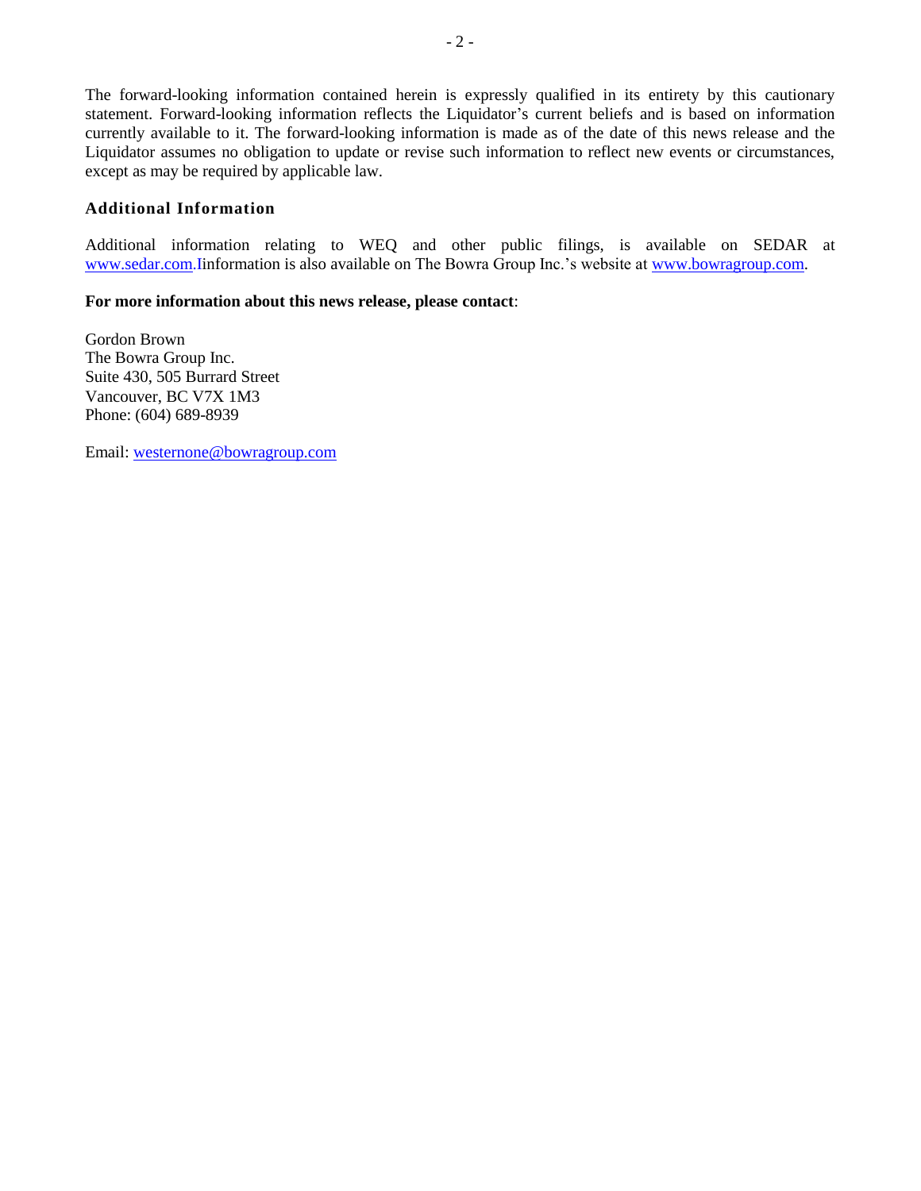The forward-looking information contained herein is expressly qualified in its entirety by this cautionary statement. Forward-looking information reflects the Liquidator's current beliefs and is based on information currently available to it. The forward-looking information is made as of the date of this news release and the Liquidator assumes no obligation to update or revise such information to reflect new events or circumstances, except as may be required by applicable law.

### Additional Information

Additional information relating to WEQ and other public filings, is available on SEDAR at www.sedar.com.Iinformation is also available on The Bowra Group Inc.'s website at www.bowragroup.com.

**For more information about this news release, please contact**:

Gordon Brown
The Bowra Group Inc.
Suite 430, 505 Burrard Street
Vancouver, BC V7X 1M3
Phone: (604) 689-8939

Email: westernone@bowragroup.com